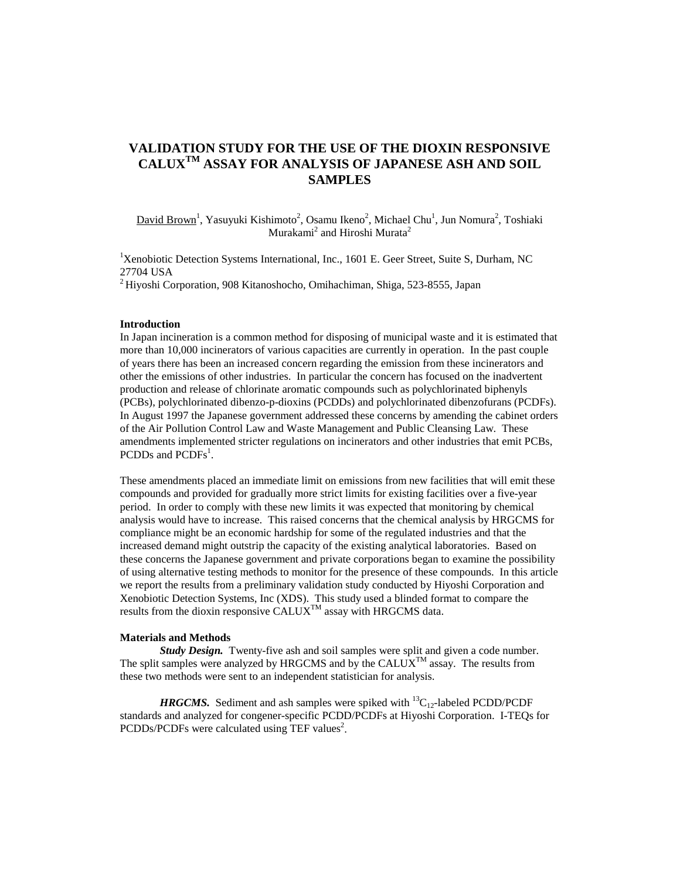# VALIDATION STUDY FOR THE USE OF THE DIOXIN RESPONSIVE CALUX$^{TM}$ ASSAY FOR ANALYSIS OF JAPANESE ASH AND SOIL SAMPLES

David Brown[1], Yasuyuki Kishimoto[2], Osamu Ikeno[2], Michael Chu[1], Jun Nomura[2], Toshiaki Murakami[2] and Hiroshi Murata[2]

[1]Xenobiotic Detection Systems International, Inc., 1601 E. Geer Street, Suite S, Durham, NC 27704 USA

[2]Hiyoshi Corporation, 908 Kitanoshocho, Omihachiman, Shiga, 523-8555, Japan

**Introduction**

In Japan incineration is a common method for disposing of municipal waste and it is estimated that more than 10,000 incinerators of various capacities are currently in operation. In the past couple of years there has been an increased concern regarding the emission from these incinerators and other the emissions of other industries. In particular the concern has focused on the inadvertent production and release of chlorinate aromatic compounds such as polychlorinated biphenyls (PCBs), polychlorinated dibenzo-p-dioxins (PCDDs) and polychlorinated dibenzofurans (PCDFs). In August 1997 the Japanese government addressed these concerns by amending the cabinet orders of the Air Pollution Control Law and Waste Management and Public Cleansing Law. These amendments implemented stricter regulations on incinerators and other industries that emit PCBs, PCDDs and PCDFs[1].

These amendments placed an immediate limit on emissions from new facilities that will emit these compounds and provided for gradually more strict limits for existing facilities over a five-year period. In order to comply with these new limits it was expected that monitoring by chemical analysis would have to increase. This raised concerns that the chemical analysis by HRGCMS for compliance might be an economic hardship for some of the regulated industries and that the increased demand might outstrip the capacity of the existing analytical laboratories. Based on these concerns the Japanese government and private corporations began to examine the possibility of using alternative testing methods to monitor for the presence of these compounds. In this article we report the results from a preliminary validation study conducted by Hiyoshi Corporation and Xenobiotic Detection Systems, Inc (XDS). This study used a blinded format to compare the results from the dioxin responsive CALUX$^{TM}$ assay with HRGCMS data.

**Materials and Methods**

***Study Design.*** Twenty-five ash and soil samples were split and given a code number. The split samples were analyzed by HRGCMS and by the CALUX$^{TM}$ assay. The results from these two methods were sent to an independent statistician for analysis.

***HRGCMS.*** Sediment and ash samples were spiked with $^{13}C_{12}$-labeled PCDD/PCDF standards and analyzed for congener-specific PCDD/PCDFs at Hiyoshi Corporation. I-TEQs for PCDDs/PCDFs were calculated using TEF values[2].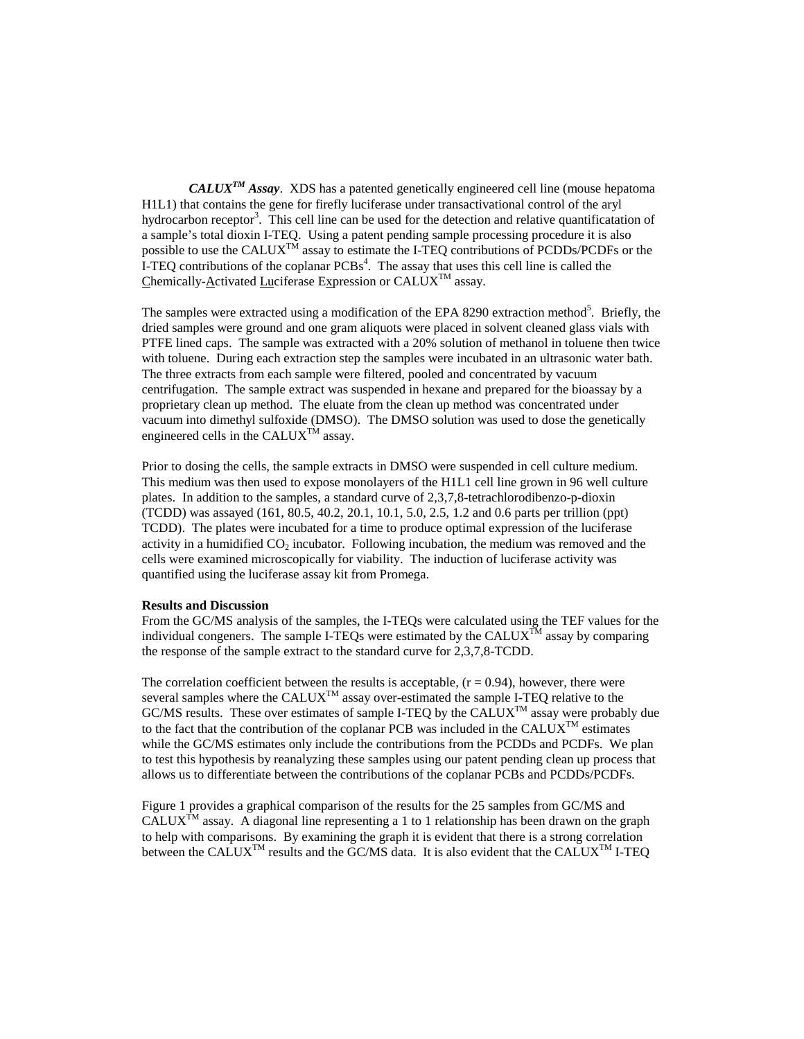***CALUX™ Assay***. XDS has a patented genetically engineered cell line (mouse hepatoma H1L1) that contains the gene for firefly luciferase under transactivational control of the aryl hydrocarbon receptor[3]. This cell line can be used for the detection and relative quantificatation of a sample's total dioxin I-TEQ. Using a patent pending sample processing procedure it is also possible to use the CALUX™ assay to estimate the I-TEQ contributions of PCDDs/PCDFs or the I-TEQ contributions of the coplanar PCBs[4]. The assay that uses this cell line is called the <u>C</u>hemically-<u>A</u>ctivated <u>Lu</u>ciferase E<u>x</u>pression or CALUX™ assay.

The samples were extracted using a modification of the EPA 8290 extraction method[5]. Briefly, the dried samples were ground and one gram aliquots were placed in solvent cleaned glass vials with PTFE lined caps. The sample was extracted with a 20% solution of methanol in toluene then twice with toluene. During each extraction step the samples were incubated in an ultrasonic water bath. The three extracts from each sample were filtered, pooled and concentrated by vacuum centrifugation. The sample extract was suspended in hexane and prepared for the bioassay by a proprietary clean up method. The eluate from the clean up method was concentrated under vacuum into dimethyl sulfoxide (DMSO). The DMSO solution was used to dose the genetically engineered cells in the CALUX™ assay.

Prior to dosing the cells, the sample extracts in DMSO were suspended in cell culture medium. This medium was then used to expose monolayers of the H1L1 cell line grown in 96 well culture plates. In addition to the samples, a standard curve of 2,3,7,8-tetrachlorodibenzo-p-dioxin (TCDD) was assayed (161, 80.5, 40.2, 20.1, 10.1, 5.0, 2.5, 1.2 and 0.6 parts per trillion (ppt) TCDD). The plates were incubated for a time to produce optimal expression of the luciferase activity in a humidified $CO_2$ incubator. Following incubation, the medium was removed and the cells were examined microscopically for viability. The induction of luciferase activity was quantified using the luciferase assay kit from Promega.

**Results and Discussion**

From the GC/MS analysis of the samples, the I-TEQs were calculated using the TEF values for the individual congeners. The sample I-TEQs were estimated by the CALUX™ assay by comparing the response of the sample extract to the standard curve for 2,3,7,8-TCDD.

The correlation coefficient between the results is acceptable, ($r = 0.94$), however, there were several samples where the CALUX™ assay over-estimated the sample I-TEQ relative to the GC/MS results. These over estimates of sample I-TEQ by the CALUX™ assay were probably due to the fact that the contribution of the coplanar PCB was included in the CALUX™ estimates while the GC/MS estimates only include the contributions from the PCDDs and PCDFs. We plan to test this hypothesis by reanalyzing these samples using our patent pending clean up process that allows us to differentiate between the contributions of the coplanar PCBs and PCDDs/PCDFs.

Figure 1 provides a graphical comparison of the results for the 25 samples from GC/MS and CALUX™ assay. A diagonal line representing a 1 to 1 relationship has been drawn on the graph to help with comparisons. By examining the graph it is evident that there is a strong correlation between the CALUX™ results and the GC/MS data. It is also evident that the CALUX™ I-TEQ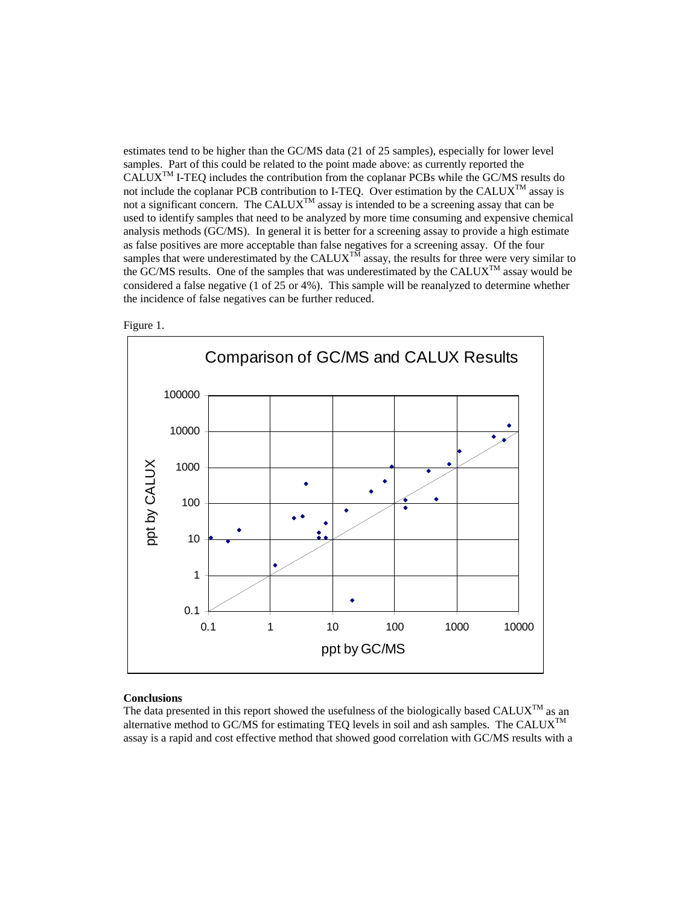estimates tend to be higher than the GC/MS data (21 of 25 samples), especially for lower level samples. Part of this could be related to the point made above: as currently reported the CALUX™ I-TEQ includes the contribution from the coplanar PCBs while the GC/MS results do not include the coplanar PCB contribution to I-TEQ. Over estimation by the CALUX™ assay is not a significant concern. The CALUX™ assay is intended to be a screening assay that can be used to identify samples that need to be analyzed by more time consuming and expensive chemical analysis methods (GC/MS). In general it is better for a screening assay to provide a high estimate as false positives are more acceptable than false negatives for a screening assay. Of the four samples that were underestimated by the CALUX™ assay, the results for three were very similar to the GC/MS results. One of the samples that was underestimated by the CALUX™ assay would be considered a false negative (1 of 25 or 4%). This sample will be reanalyzed to determine whether the incidence of false negatives can be further reduced.

Figure 1.

Comparison of GC/MS and CALUX Results

**Conclusions**

The data presented in this report showed the usefulness of the biologically based CALUX™ as an alternative method to GC/MS for estimating TEQ levels in soil and ash samples. The CALUX™ assay is a rapid and cost effective method that showed good correlation with GC/MS results with a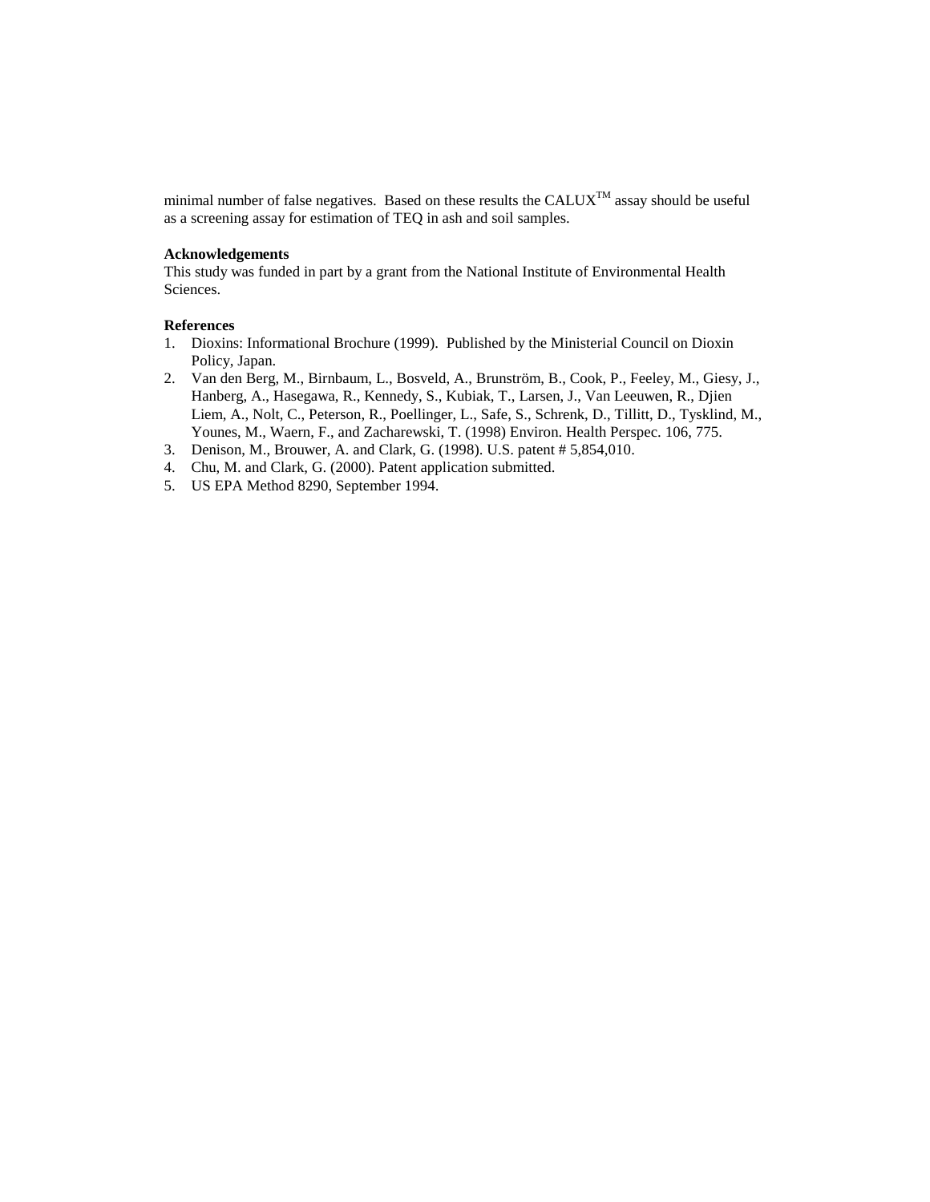minimal number of false negatives. Based on these results the CALUX$^{TM}$ assay should be useful as a screening assay for estimation of TEQ in ash and soil samples.

**Acknowledgements**

This study was funded in part by a grant from the National Institute of Environmental Health Sciences.

**References**

1. Dioxins: Informational Brochure (1999). Published by the Ministerial Council on Dioxin Policy, Japan.
2. Van den Berg, M., Birnbaum, L., Bosveld, A., Brunström, B., Cook, P., Feeley, M., Giesy, J., Hanberg, A., Hasegawa, R., Kennedy, S., Kubiak, T., Larsen, J., Van Leeuwen, R., Djien Liem, A., Nolt, C., Peterson, R., Poellinger, L., Safe, S., Schrenk, D., Tillitt, D., Tysklind, M., Younes, M., Waern, F., and Zacharewski, T. (1998) Environ. Health Perspec. 106, 775.
3. Denison, M., Brouwer, A. and Clark, G. (1998). U.S. patent # 5,854,010.
4. Chu, M. and Clark, G. (2000). Patent application submitted.
5. US EPA Method 8290, September 1994.